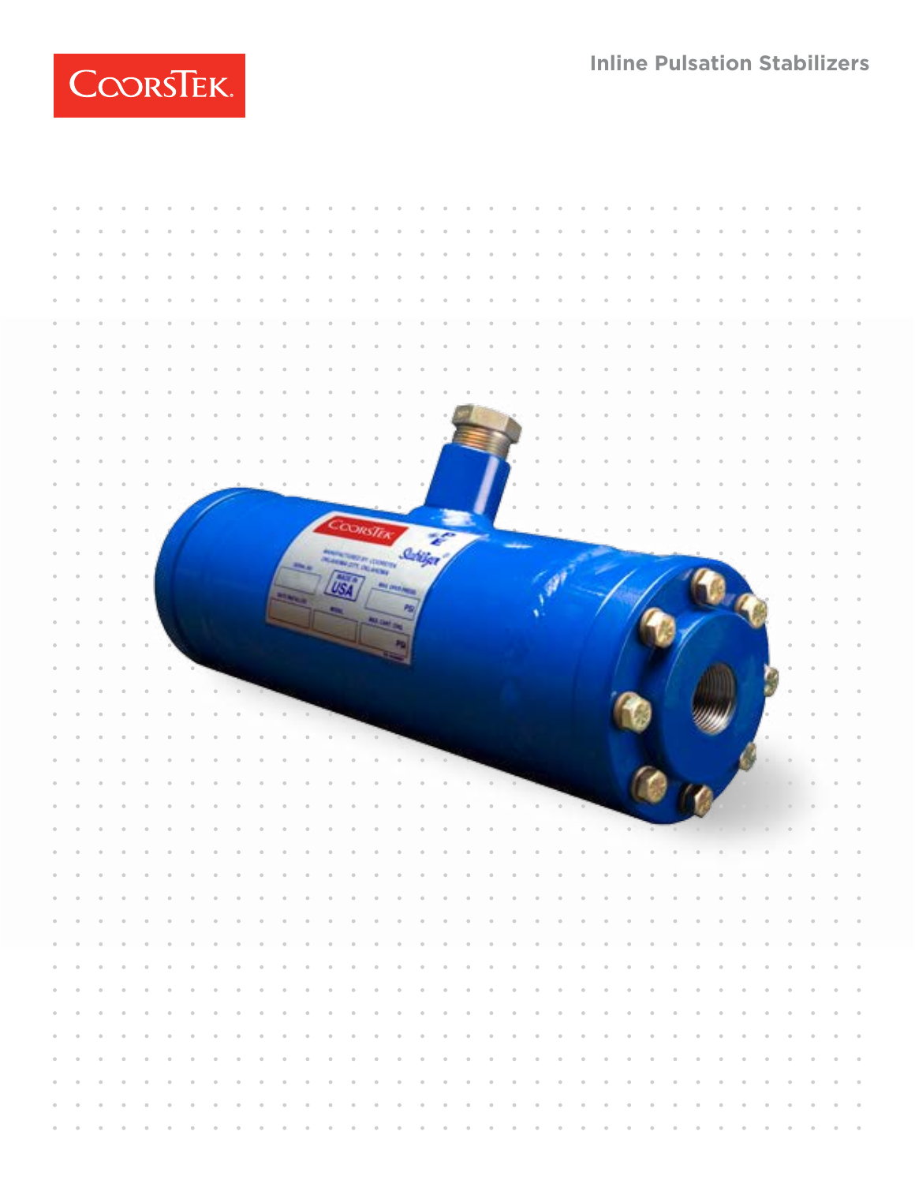CoorsTek

# Inline Pulsation Stabilizers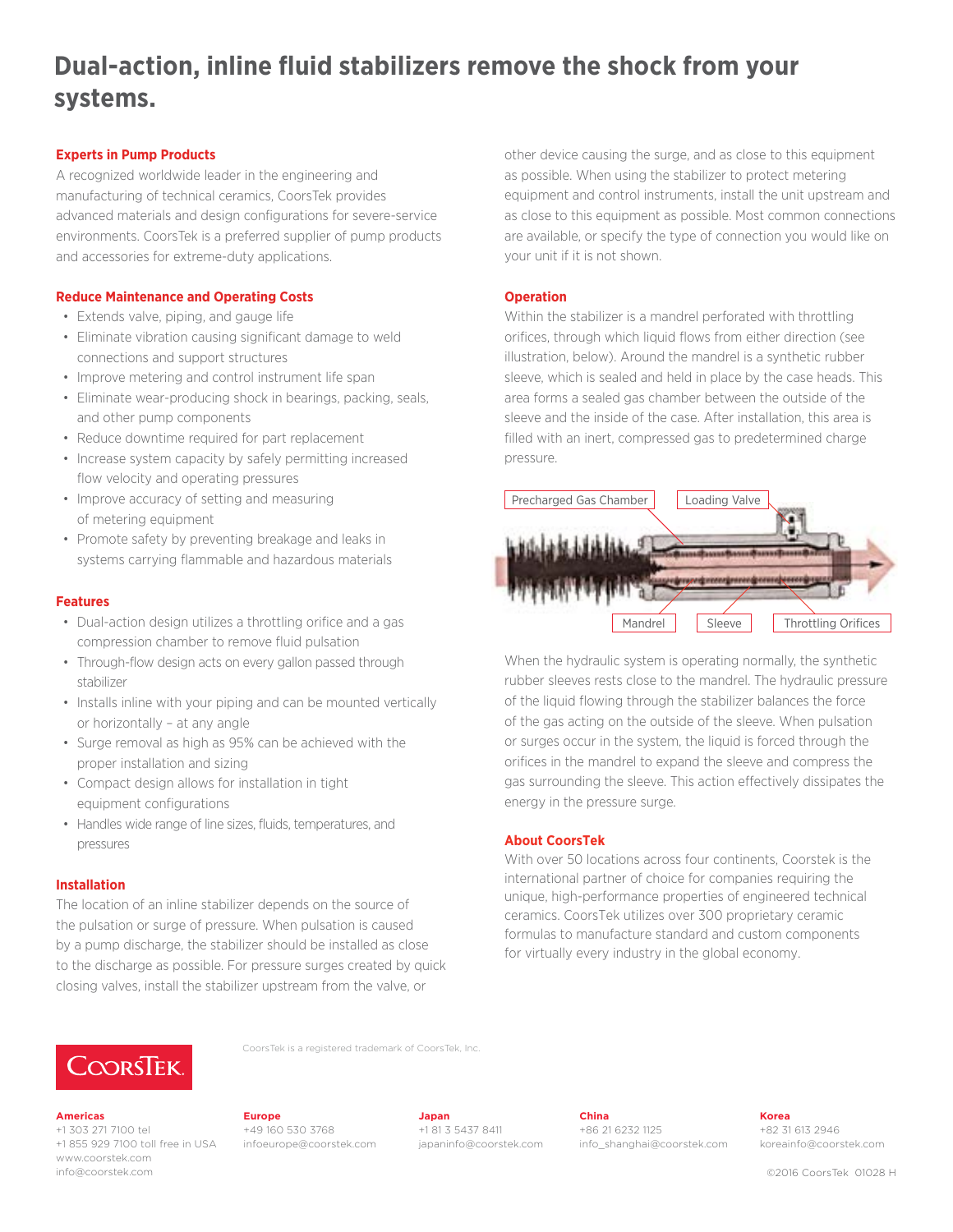# Dual-action, inline fluid stabilizers remove the shock from your systems.

### Experts in Pump Products

A recognized worldwide leader in the engineering and manufacturing of technical ceramics, CoorsTek provides advanced materials and design configurations for severe-service environments. CoorsTek is a preferred supplier of pump products and accessories for extreme-duty applications.

### Reduce Maintenance and Operating Costs

- Extends valve, piping, and gauge life
- Eliminate vibration causing significant damage to weld connections and support structures
- Improve metering and control instrument life span
- Eliminate wear-producing shock in bearings, packing, seals, and other pump components
- Reduce downtime required for part replacement
- Increase system capacity by safely permitting increased flow velocity and operating pressures
- Improve accuracy of setting and measuring of metering equipment
- Promote safety by preventing breakage and leaks in systems carrying flammable and hazardous materials

### Features

- Dual-action design utilizes a throttling orifice and a gas compression chamber to remove fluid pulsation
- Through-flow design acts on every gallon passed through stabilizer
- Installs inline with your piping and can be mounted vertically or horizontally – at any angle
- Surge removal as high as 95% can be achieved with the proper installation and sizing
- Compact design allows for installation in tight equipment configurations
- Handles wide range of line sizes, fluids, temperatures, and pressures

### Installation

The location of an inline stabilizer depends on the source of the pulsation or surge of pressure. When pulsation is caused by a pump discharge, the stabilizer should be installed as close to the discharge as possible. For pressure surges created by quick closing valves, install the stabilizer upstream from the valve, or other device causing the surge, and as close to this equipment as possible. When using the stabilizer to protect metering equipment and control instruments, install the unit upstream and as close to this equipment as possible. Most common connections are available, or specify the type of connection you would like on your unit if it is not shown.

### Operation

Within the stabilizer is a mandrel perforated with throttling orifices, through which liquid flows from either direction (see illustration, below). Around the mandrel is a synthetic rubber sleeve, which is sealed and held in place by the case heads. This area forms a sealed gas chamber between the outside of the sleeve and the inside of the case. After installation, this area is filled with an inert, compressed gas to predetermined charge pressure.

Precharged Gas Chamber
Loading Valve
Mandrel
Sleeve
Throttling Orifices

When the hydraulic system is operating normally, the synthetic rubber sleeves rests close to the mandrel. The hydraulic pressure of the liquid flowing through the stabilizer balances the force of the gas acting on the outside of the sleeve. When pulsation or surges occur in the system, the liquid is forced through the orifices in the mandrel to expand the sleeve and compress the gas surrounding the sleeve. This action effectively dissipates the energy in the pressure surge.

### About CoorsTek

With over 50 locations across four continents, Coorstek is the international partner of choice for companies requiring the unique, high-performance properties of engineered technical ceramics. CoorsTek utilizes over 300 proprietary ceramic formulas to manufacture standard and custom components for virtually every industry in the global economy.

CoorsTek

CoorsTek is a registered trademark of CoorsTek, Inc.

**Americas**
+1 303 271 7100 tel
+1 855 929 7100 toll free in USA
www.coorstek.com
info@coorstek.com

**Europe**
+49 160 530 3768
infoeurope@coorstek.com

**Japan**
+1 81 3 5437 8411
japaninfo@coorstek.com

**China**
+86 21 6232 1125
info_shanghai@coorstek.com

**Korea**
+82 31 613 2946
koreainfo@coorstek.com

©2016 CoorsTek 01028 H